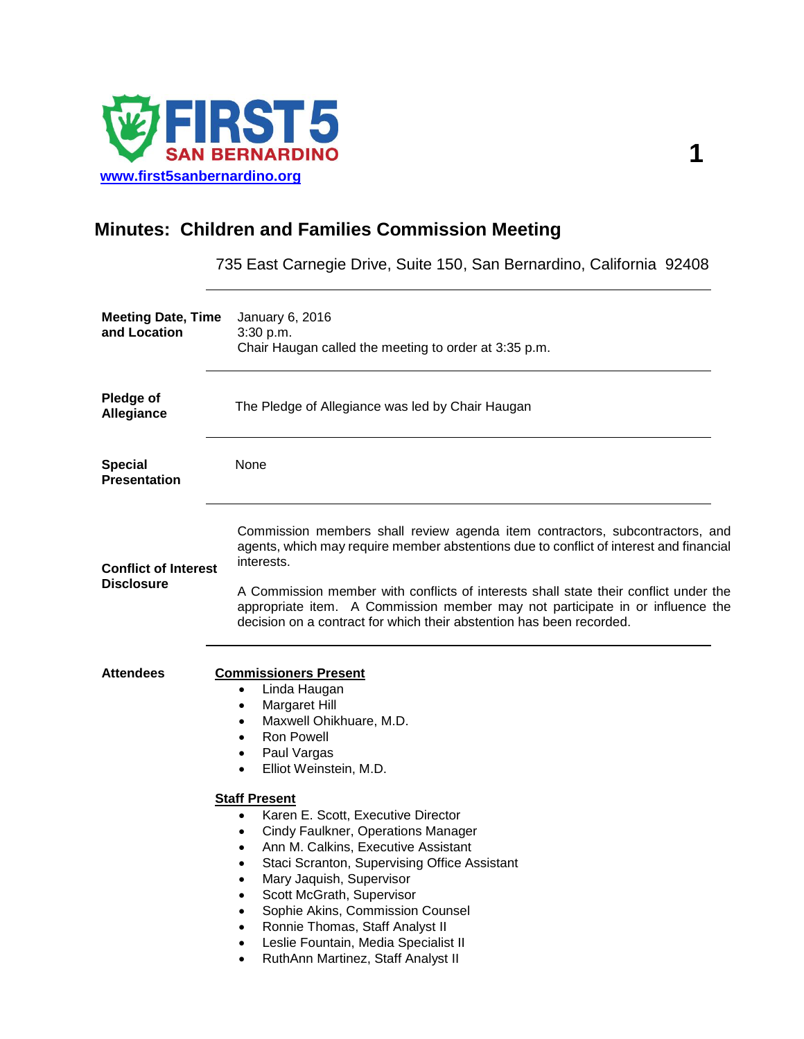FIRST 5 SAN BERNARDINO

www.first5sanbernardino.org

# Minutes: Children and Families Commission Meeting

735 East Carnegie Drive, Suite 150, San Bernardino, California 92408

**Meeting Date, Time and Location**

January 6, 2016
3:30 p.m.
Chair Haugan called the meeting to order at 3:35 p.m.

**Pledge of Allegiance**

The Pledge of Allegiance was led by Chair Haugan

**Special Presentation**

None

**Conflict of Interest Disclosure**

Commission members shall review agenda item contractors, subcontractors, and agents, which may require member abstentions due to conflict of interest and financial interests.

A Commission member with conflicts of interests shall state their conflict under the appropriate item. A Commission member may not participate in or influence the decision on a contract for which their abstention has been recorded.

**Attendees**

**Commissioners Present**

- Linda Haugan
- Margaret Hill
- Maxwell Ohikhuare, M.D.
- Ron Powell
- Paul Vargas
- Elliot Weinstein, M.D.

**Staff Present**

- Karen E. Scott, Executive Director
- Cindy Faulkner, Operations Manager
- Ann M. Calkins, Executive Assistant
- Staci Scranton, Supervising Office Assistant
- Mary Jaquish, Supervisor
- Scott McGrath, Supervisor
- Sophie Akins, Commission Counsel
- Ronnie Thomas, Staff Analyst II
- Leslie Fountain, Media Specialist II
- RuthAnn Martinez, Staff Analyst II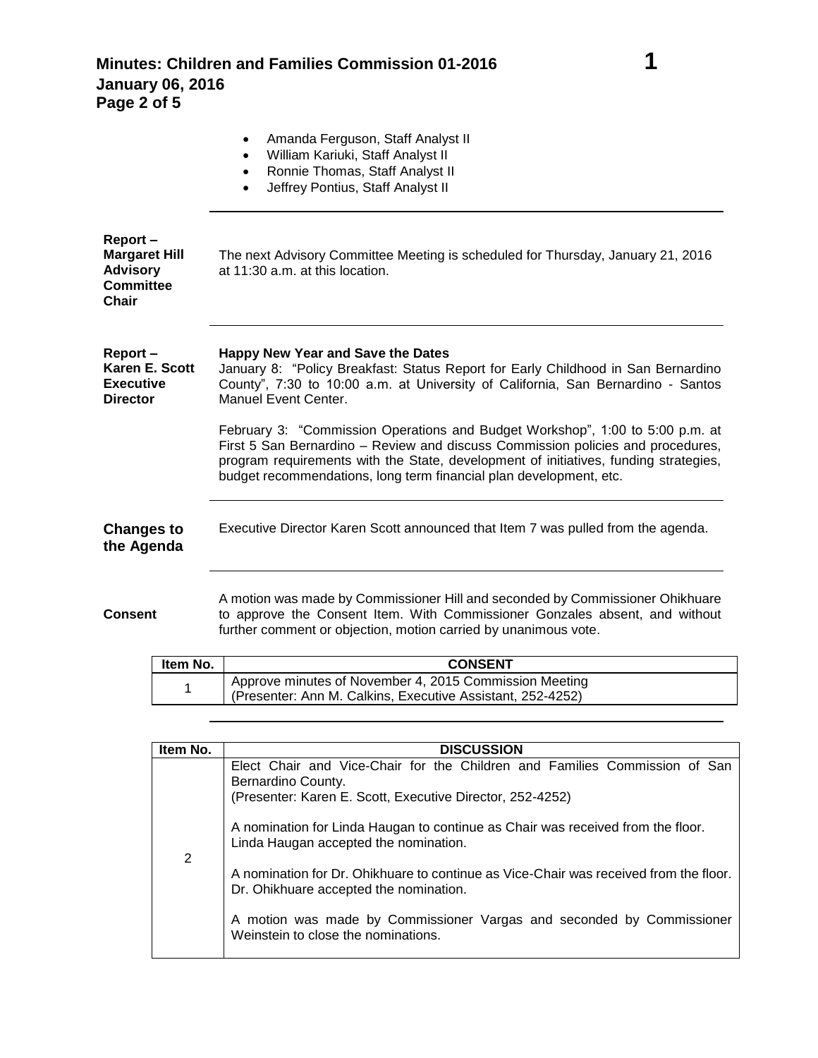- Amanda Ferguson, Staff Analyst II
- William Kariuki, Staff Analyst II
- Ronnie Thomas, Staff Analyst II
- Jeffrey Pontius, Staff Analyst II

---

**Report – Margaret Hill Advisory Committee Chair**

The next Advisory Committee Meeting is scheduled for Thursday, January 21, 2016 at 11:30 a.m. at this location.

---

**Report – Karen E. Scott Executive Director**

**Happy New Year and Save the Dates**

January 8: "Policy Breakfast: Status Report for Early Childhood in San Bernardino County", 7:30 to 10:00 a.m. at University of California, San Bernardino - Santos Manuel Event Center.

February 3: "Commission Operations and Budget Workshop", 1:00 to 5:00 p.m. at First 5 San Bernardino – Review and discuss Commission policies and procedures, program requirements with the State, development of initiatives, funding strategies, budget recommendations, long term financial plan development, etc.

---

**Changes to the Agenda**

Executive Director Karen Scott announced that Item 7 was pulled from the agenda.

---

**Consent**

A motion was made by Commissioner Hill and seconded by Commissioner Ohikhuare to approve the Consent Item. With Commissioner Gonzales absent, and without further comment or objection, motion carried by unanimous vote.

| Item No. | CONSENT |
|---|---|
| 1 | Approve minutes of November 4, 2015 Commission Meeting (Presenter: Ann M. Calkins, Executive Assistant, 252-4252) |

---

| Item No. | DISCUSSION |
|---|---|
| 2 | Elect Chair and Vice-Chair for the Children and Families Commission of San Bernardino County.<br>(Presenter: Karen E. Scott, Executive Director, 252-4252)<br><br>A nomination for Linda Haugan to continue as Chair was received from the floor. Linda Haugan accepted the nomination.<br><br>A nomination for Dr. Ohikhuare to continue as Vice-Chair was received from the floor. Dr. Ohikhuare accepted the nomination.<br><br>A motion was made by Commissioner Vargas and seconded by Commissioner Weinstein to close the nominations. |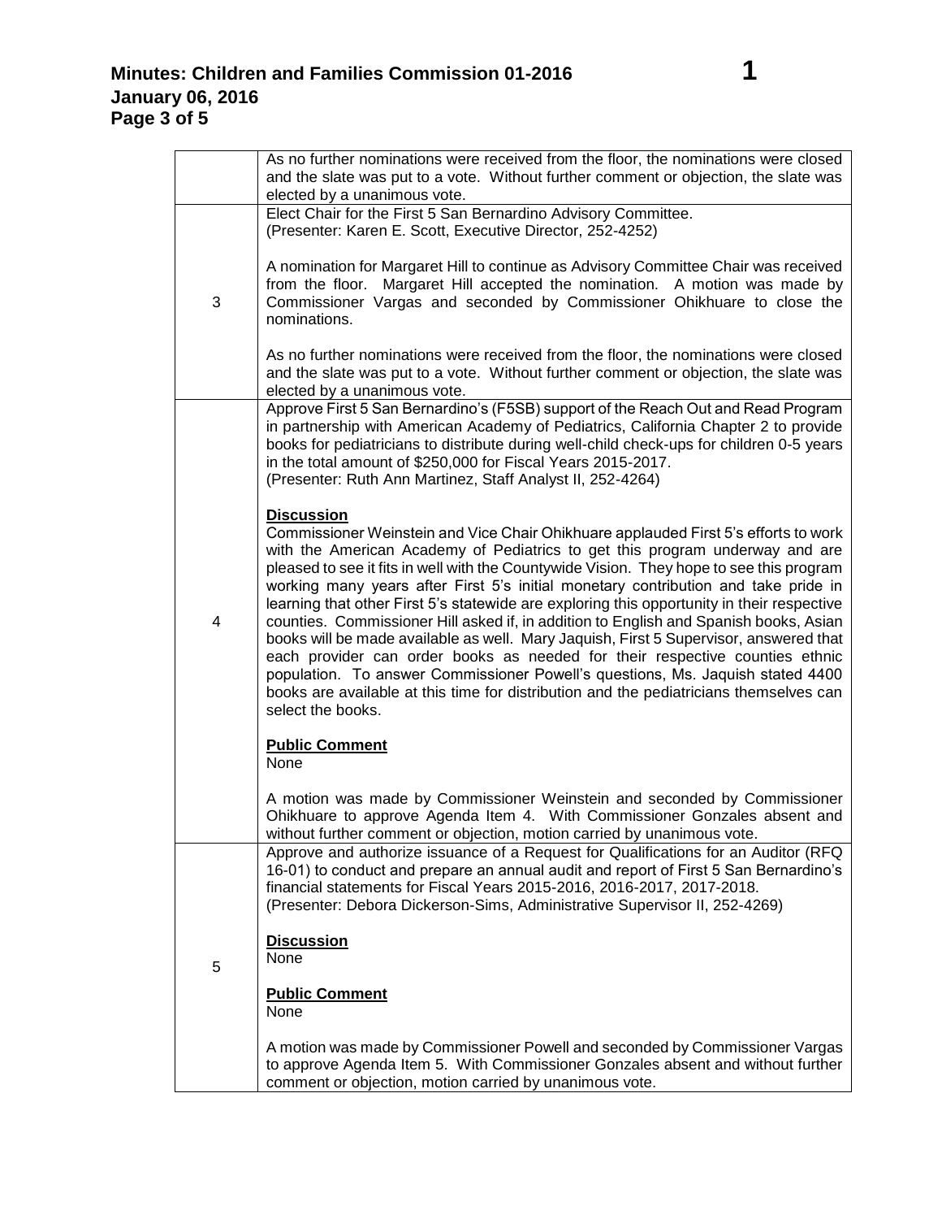| | |
|---|---|
| | As no further nominations were received from the floor, the nominations were closed and the slate was put to a vote. Without further comment or objection, the slate was elected by a unanimous vote. |
| 3 | Elect Chair for the First 5 San Bernardino Advisory Committee.<br>(Presenter: Karen E. Scott, Executive Director, 252-4252)<br><br>A nomination for Margaret Hill to continue as Advisory Committee Chair was received from the floor. Margaret Hill accepted the nomination. A motion was made by Commissioner Vargas and seconded by Commissioner Ohikhuare to close the nominations.<br><br>As no further nominations were received from the floor, the nominations were closed and the slate was put to a vote. Without further comment or objection, the slate was elected by a unanimous vote. |
| 4 | Approve First 5 San Bernardino's (F5SB) support of the Reach Out and Read Program in partnership with American Academy of Pediatrics, California Chapter 2 to provide books for pediatricians to distribute during well-child check-ups for children 0-5 years in the total amount of $250,000 for Fiscal Years 2015-2017.<br>(Presenter: Ruth Ann Martinez, Staff Analyst II, 252-4264)<br><br>**Discussion**<br>Commissioner Weinstein and Vice Chair Ohikhuare applauded First 5's efforts to work with the American Academy of Pediatrics to get this program underway and are pleased to see it fits in well with the Countywide Vision. They hope to see this program working many years after First 5's initial monetary contribution and take pride in learning that other First 5's statewide are exploring this opportunity in their respective counties. Commissioner Hill asked if, in addition to English and Spanish books, Asian books will be made available as well. Mary Jaquish, First 5 Supervisor, answered that each provider can order books as needed for their respective counties ethnic population. To answer Commissioner Powell's questions, Ms. Jaquish stated 4400 books are available at this time for distribution and the pediatricians themselves can select the books.<br><br>**Public Comment**<br>None<br><br>A motion was made by Commissioner Weinstein and seconded by Commissioner Ohikhuare to approve Agenda Item 4. With Commissioner Gonzales absent and without further comment or objection, motion carried by unanimous vote. |
| 5 | Approve and authorize issuance of a Request for Qualifications for an Auditor (RFQ 16-01) to conduct and prepare an annual audit and report of First 5 San Bernardino's financial statements for Fiscal Years 2015-2016, 2016-2017, 2017-2018.<br>(Presenter: Debora Dickerson-Sims, Administrative Supervisor II, 252-4269)<br><br>**Discussion**<br>None<br><br>**Public Comment**<br>None<br><br>A motion was made by Commissioner Powell and seconded by Commissioner Vargas to approve Agenda Item 5. With Commissioner Gonzales absent and without further comment or objection, motion carried by unanimous vote. |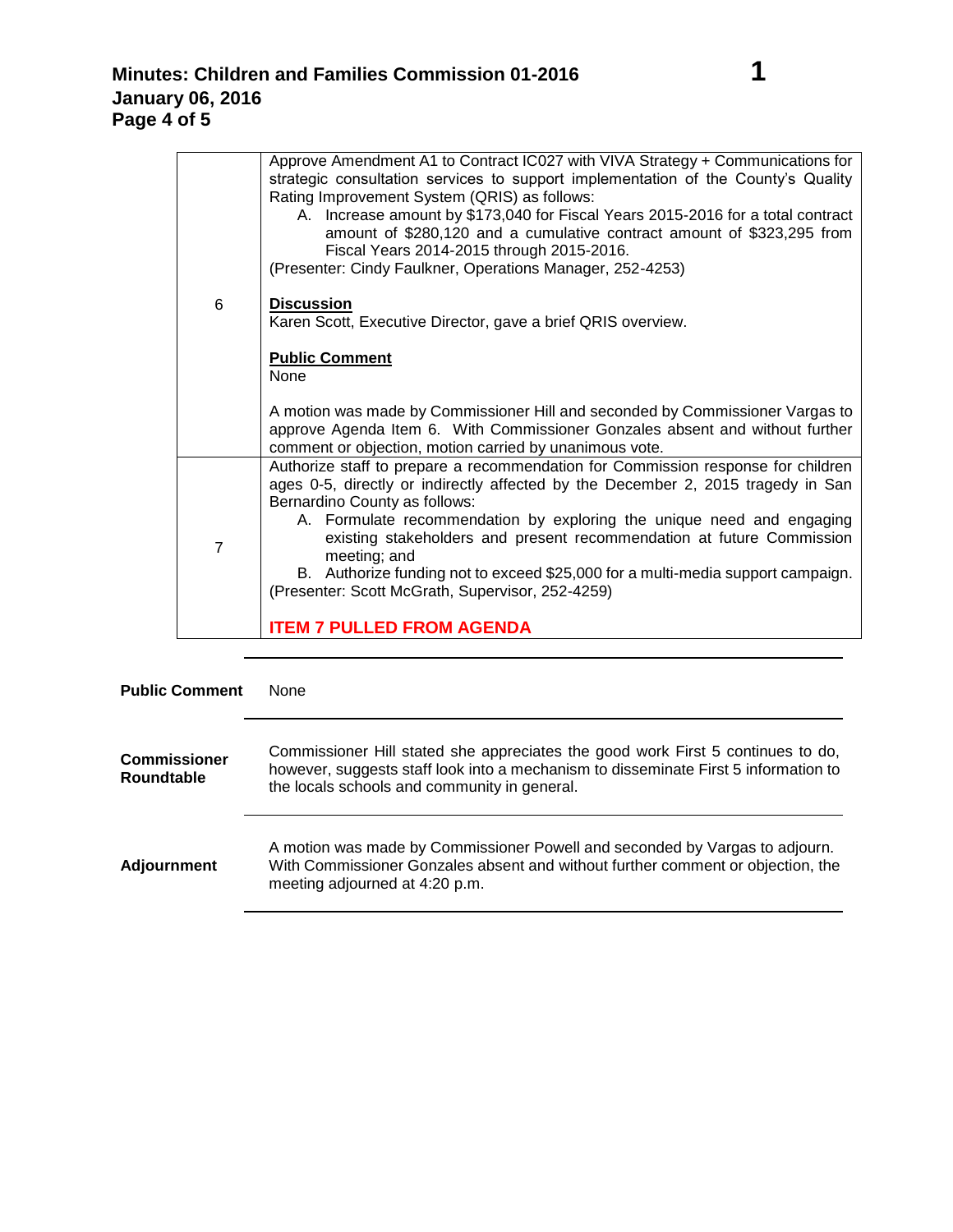| | |
|---|---|
| 6 | Approve Amendment A1 to Contract IC027 with VIVA Strategy + Communications for strategic consultation services to support implementation of the County's Quality Rating Improvement System (QRIS) as follows:<br>A. Increase amount by $173,040 for Fiscal Years 2015-2016 for a total contract amount of $280,120 and a cumulative contract amount of $323,295 from Fiscal Years 2014-2015 through 2015-2016.<br>(Presenter: Cindy Faulkner, Operations Manager, 252-4253)<br><br>**Discussion**<br>Karen Scott, Executive Director, gave a brief QRIS overview.<br><br>**Public Comment**<br>None<br><br>A motion was made by Commissioner Hill and seconded by Commissioner Vargas to approve Agenda Item 6. With Commissioner Gonzales absent and without further comment or objection, motion carried by unanimous vote. |
| 7 | Authorize staff to prepare a recommendation for Commission response for children ages 0-5, directly or indirectly affected by the December 2, 2015 tragedy in San Bernardino County as follows:<br>A. Formulate recommendation by exploring the unique need and engaging existing stakeholders and present recommendation at future Commission meeting; and<br>B. Authorize funding not to exceed $25,000 for a multi-media support campaign.<br>(Presenter: Scott McGrath, Supervisor, 252-4259)<br><br>**ITEM 7 PULLED FROM AGENDA** |

**Public Comment**

None

**Commissioner Roundtable**

Commissioner Hill stated she appreciates the good work First 5 continues to do, however, suggests staff look into a mechanism to disseminate First 5 information to the locals schools and community in general.

**Adjournment**

A motion was made by Commissioner Powell and seconded by Vargas to adjourn. With Commissioner Gonzales absent and without further comment or objection, the meeting adjourned at 4:20 p.m.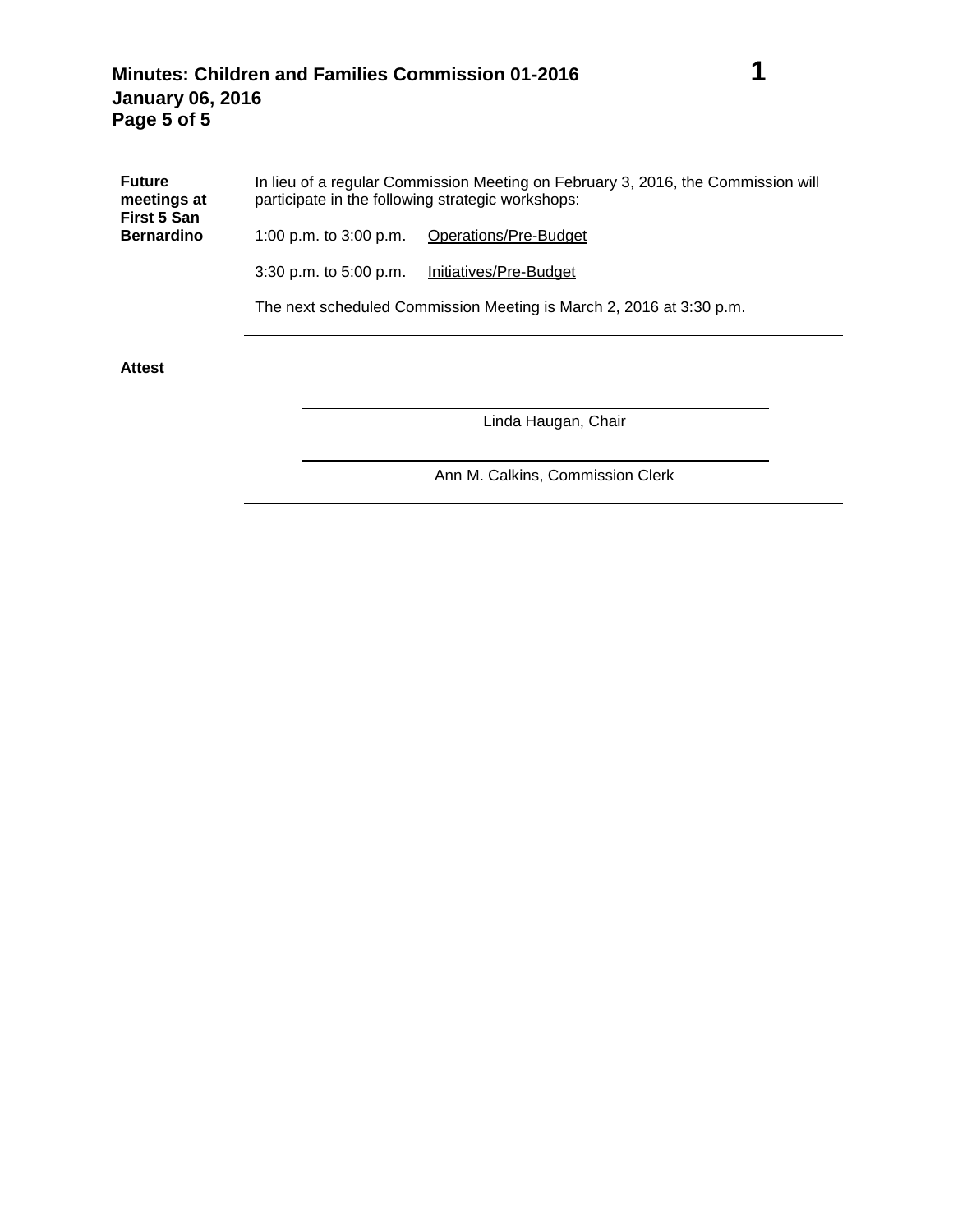**Future meetings at First 5 San Bernardino**

In lieu of a regular Commission Meeting on February 3, 2016, the Commission will participate in the following strategic workshops:

1:00 p.m. to 3:00 p.m. Operations/Pre-Budget

3:30 p.m. to 5:00 p.m. Initiatives/Pre-Budget

The next scheduled Commission Meeting is March 2, 2016 at 3:30 p.m.

---

**Attest**

Linda Haugan, Chair

Ann M. Calkins, Commission Clerk